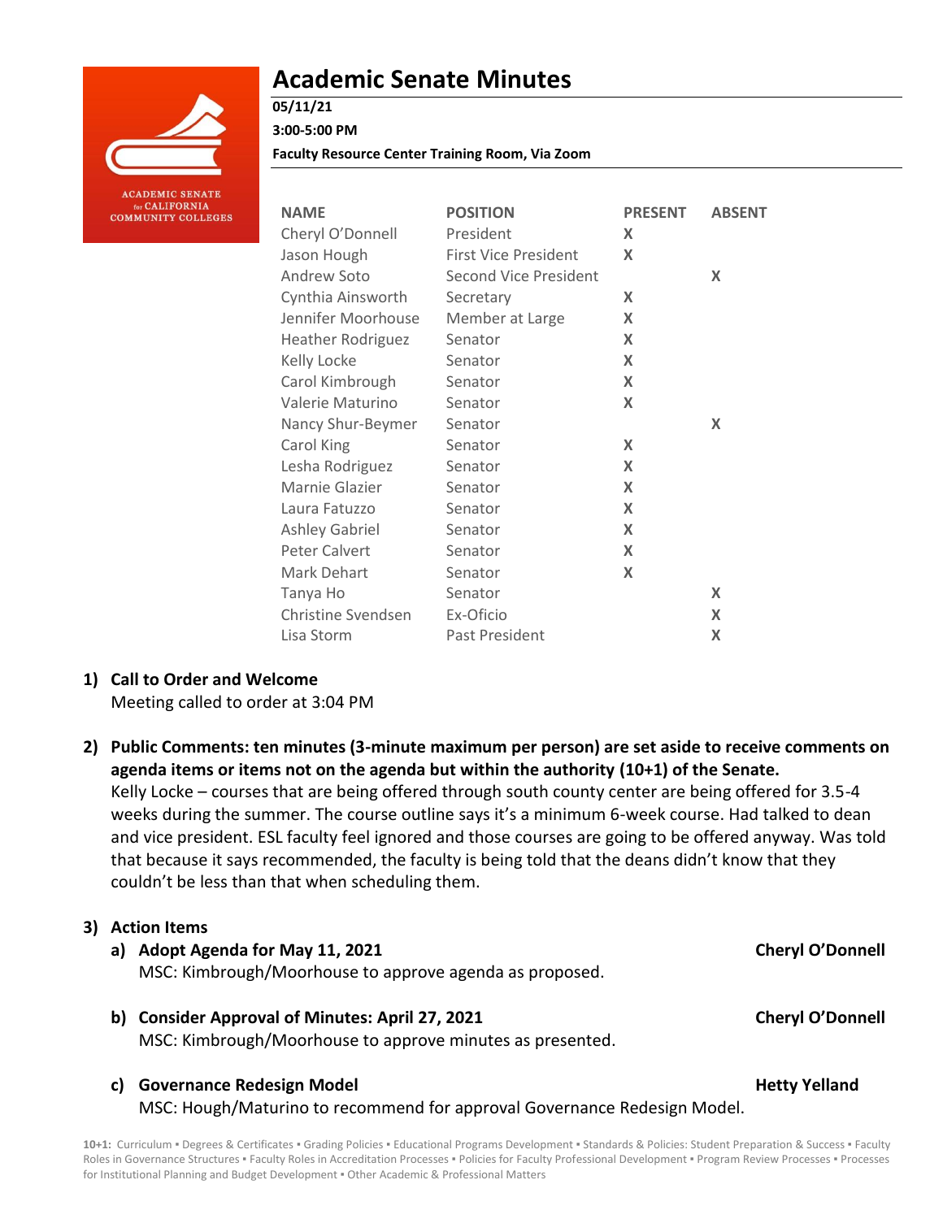# Academic Senate Minutes

**05/11/21**

**3:00-5:00 PM**

**Faculty Resource Center Training Room, Via Zoom**

| NAME | POSITION | PRESENT | ABSENT |
|---|---|---|---|
| Cheryl O'Donnell | President | X | |
| Jason Hough | First Vice President | X | |
| Andrew Soto | Second Vice President | | X |
| Cynthia Ainsworth | Secretary | X | |
| Jennifer Moorhouse | Member at Large | X | |
| Heather Rodriguez | Senator | X | |
| Kelly Locke | Senator | X | |
| Carol Kimbrough | Senator | X | |
| Valerie Maturino | Senator | X | |
| Nancy Shur-Beymer | Senator | | X |
| Carol King | Senator | X | |
| Lesha Rodriguez | Senator | X | |
| Marnie Glazier | Senator | X | |
| Laura Fatuzzo | Senator | X | |
| Ashley Gabriel | Senator | X | |
| Peter Calvert | Senator | X | |
| Mark Dehart | Senator | X | |
| Tanya Ho | Senator | | X |
| Christine Svendsen | Ex-Oficio | | X |
| Lisa Storm | Past President | | X |

1) **Call to Order and Welcome**
   Meeting called to order at 3:04 PM

2) **Public Comments: ten minutes (3-minute maximum per person) are set aside to receive comments on agenda items or items not on the agenda but within the authority (10+1) of the Senate.**
   Kelly Locke – courses that are being offered through south county center are being offered for 3.5-4 weeks during the summer. The course outline says it's a minimum 6-week course. Had talked to dean and vice president. ESL faculty feel ignored and those courses are going to be offered anyway. Was told that because it says recommended, the faculty is being told that the deans didn't know that they couldn't be less than that when scheduling them.

3) **Action Items**
   a) **Adopt Agenda for May 11, 2021** — **Cheryl O'Donnell**
      MSC: Kimbrough/Moorhouse to approve agenda as proposed.

   b) **Consider Approval of Minutes: April 27, 2021** — **Cheryl O'Donnell**
      MSC: Kimbrough/Moorhouse to approve minutes as presented.

   c) **Governance Redesign Model** — **Hetty Yelland**
      MSC: Hough/Maturino to recommend for approval Governance Redesign Model.

**10+1:** Curriculum ▪ Degrees & Certificates ▪ Grading Policies ▪ Educational Programs Development ▪ Standards & Policies: Student Preparation & Success ▪ Faculty Roles in Governance Structures ▪ Faculty Roles in Accreditation Processes ▪ Policies for Faculty Professional Development ▪ Program Review Processes ▪ Processes for Institutional Planning and Budget Development ▪ Other Academic & Professional Matters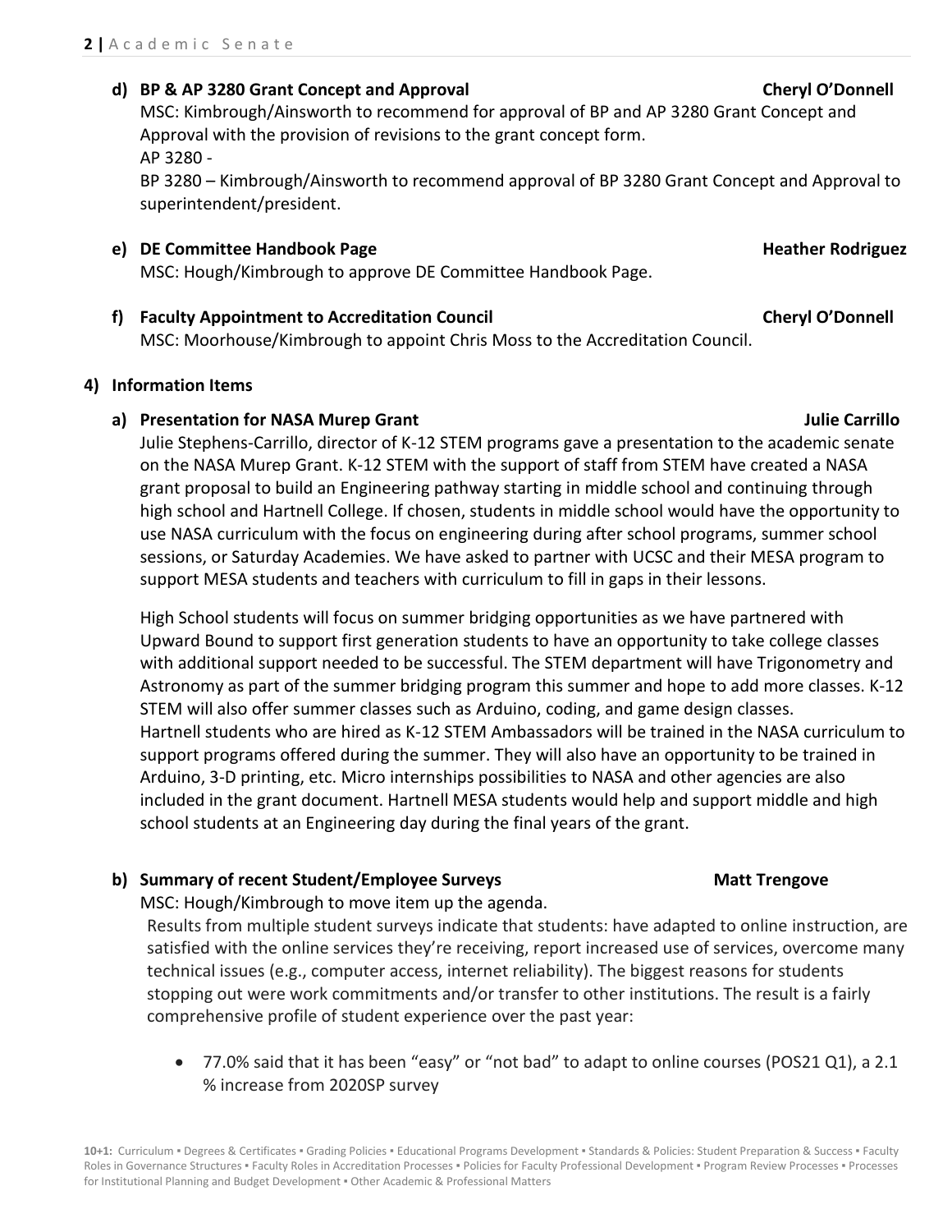**d) BP & AP 3280 Grant Concept and Approval** **Cheryl O'Donnell**

MSC: Kimbrough/Ainsworth to recommend for approval of BP and AP 3280 Grant Concept and Approval with the provision of revisions to the grant concept form.

AP 3280 -

BP 3280 – Kimbrough/Ainsworth to recommend approval of BP 3280 Grant Concept and Approval to superintendent/president.

**e) DE Committee Handbook Page** **Heather Rodriguez**

MSC: Hough/Kimbrough to approve DE Committee Handbook Page.

**f) Faculty Appointment to Accreditation Council** **Cheryl O'Donnell**

MSC: Moorhouse/Kimbrough to appoint Chris Moss to the Accreditation Council.

**4) Information Items**

**a) Presentation for NASA Murep Grant** **Julie Carrillo**

Julie Stephens-Carrillo, director of K-12 STEM programs gave a presentation to the academic senate on the NASA Murep Grant. K-12 STEM with the support of staff from STEM have created a NASA grant proposal to build an Engineering pathway starting in middle school and continuing through high school and Hartnell College. If chosen, students in middle school would have the opportunity to use NASA curriculum with the focus on engineering during after school programs, summer school sessions, or Saturday Academies. We have asked to partner with UCSC and their MESA program to support MESA students and teachers with curriculum to fill in gaps in their lessons.

High School students will focus on summer bridging opportunities as we have partnered with Upward Bound to support first generation students to have an opportunity to take college classes with additional support needed to be successful. The STEM department will have Trigonometry and Astronomy as part of the summer bridging program this summer and hope to add more classes. K-12 STEM will also offer summer classes such as Arduino, coding, and game design classes.
Hartnell students who are hired as K-12 STEM Ambassadors will be trained in the NASA curriculum to support programs offered during the summer. They will also have an opportunity to be trained in Arduino, 3-D printing, etc. Micro internships possibilities to NASA and other agencies are also included in the grant document. Hartnell MESA students would help and support middle and high school students at an Engineering day during the final years of the grant.

**b) Summary of recent Student/Employee Surveys** **Matt Trengove**

MSC: Hough/Kimbrough to move item up the agenda.

Results from multiple student surveys indicate that students: have adapted to online instruction, are satisfied with the online services they're receiving, report increased use of services, overcome many technical issues (e.g., computer access, internet reliability). The biggest reasons for students stopping out were work commitments and/or transfer to other institutions. The result is a fairly comprehensive profile of student experience over the past year:

- 77.0% said that it has been "easy" or "not bad" to adapt to online courses (POS21 Q1), a 2.1 % increase from 2020SP survey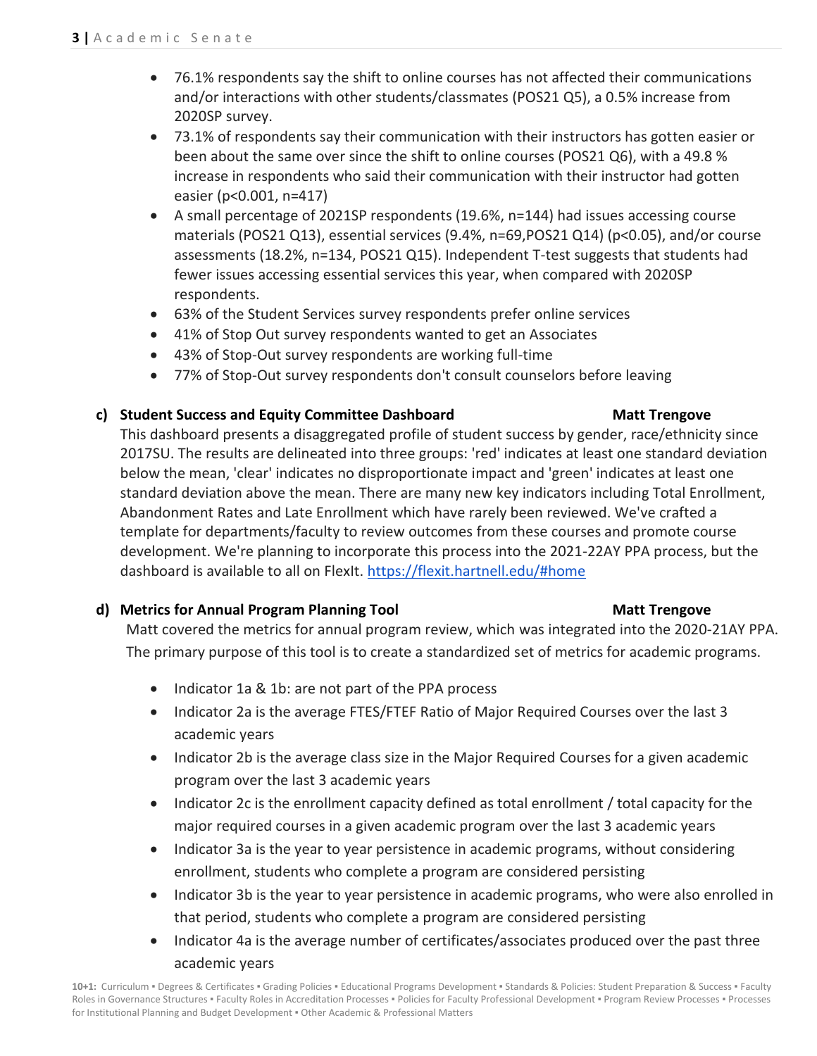- 76.1% respondents say the shift to online courses has not affected their communications and/or interactions with other students/classmates (POS21 Q5), a 0.5% increase from 2020SP survey.
- 73.1% of respondents say their communication with their instructors has gotten easier or been about the same over since the shift to online courses (POS21 Q6), with a 49.8 % increase in respondents who said their communication with their instructor had gotten easier ($p<0.001$, $n=417$)
- A small percentage of 2021SP respondents (19.6%, $n=144$) had issues accessing course materials (POS21 Q13), essential services (9.4%, $n=69$,POS21 Q14) ($p<0.05$), and/or course assessments (18.2%, $n=134$, POS21 Q15). Independent T-test suggests that students had fewer issues accessing essential services this year, when compared with 2020SP respondents.
- 63% of the Student Services survey respondents prefer online services
- 41% of Stop Out survey respondents wanted to get an Associates
- 43% of Stop-Out survey respondents are working full-time
- 77% of Stop-Out survey respondents don't consult counselors before leaving

**c) Student Success and Equity Committee Dashboard** **Matt Trengove**

This dashboard presents a disaggregated profile of student success by gender, race/ethnicity since 2017SU. The results are delineated into three groups: 'red' indicates at least one standard deviation below the mean, 'clear' indicates no disproportionate impact and 'green' indicates at least one standard deviation above the mean. There are many new key indicators including Total Enrollment, Abandonment Rates and Late Enrollment which have rarely been reviewed. We've crafted a template for departments/faculty to review outcomes from these courses and promote course development. We're planning to incorporate this process into the 2021-22AY PPA process, but the dashboard is available to all on FlexIt. https://flexit.hartnell.edu/#home

**d) Metrics for Annual Program Planning Tool** **Matt Trengove**

Matt covered the metrics for annual program review, which was integrated into the 2020-21AY PPA. The primary purpose of this tool is to create a standardized set of metrics for academic programs.

- Indicator 1a & 1b: are not part of the PPA process
- Indicator 2a is the average FTES/FTEF Ratio of Major Required Courses over the last 3 academic years
- Indicator 2b is the average class size in the Major Required Courses for a given academic program over the last 3 academic years
- Indicator 2c is the enrollment capacity defined as total enrollment / total capacity for the major required courses in a given academic program over the last 3 academic years
- Indicator 3a is the year to year persistence in academic programs, without considering enrollment, students who complete a program are considered persisting
- Indicator 3b is the year to year persistence in academic programs, who were also enrolled in that period, students who complete a program are considered persisting
- Indicator 4a is the average number of certificates/associates produced over the past three academic years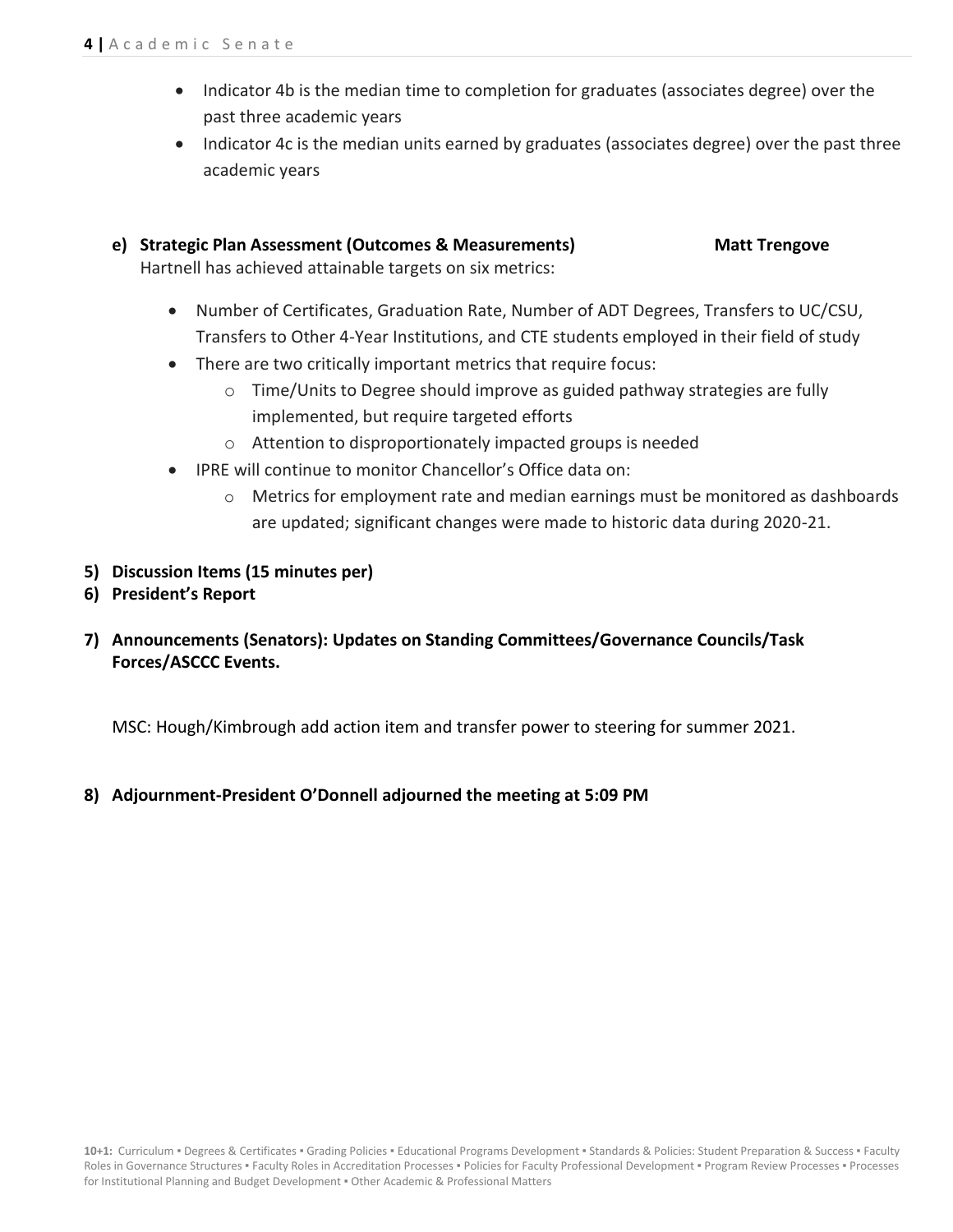- Indicator 4b is the median time to completion for graduates (associates degree) over the past three academic years
- Indicator 4c is the median units earned by graduates (associates degree) over the past three academic years

**e) Strategic Plan Assessment (Outcomes & Measurements) Matt Trengove**

Hartnell has achieved attainable targets on six metrics:

- Number of Certificates, Graduation Rate, Number of ADT Degrees, Transfers to UC/CSU, Transfers to Other 4-Year Institutions, and CTE students employed in their field of study
- There are two critically important metrics that require focus:
  - Time/Units to Degree should improve as guided pathway strategies are fully implemented, but require targeted efforts
  - Attention to disproportionately impacted groups is needed
- IPRE will continue to monitor Chancellor's Office data on:
  - Metrics for employment rate and median earnings must be monitored as dashboards are updated; significant changes were made to historic data during 2020-21.

**5) Discussion Items (15 minutes per)**

**6) President's Report**

**7) Announcements (Senators): Updates on Standing Committees/Governance Councils/Task Forces/ASCCC Events.**

MSC: Hough/Kimbrough add action item and transfer power to steering for summer 2021.

**8) Adjournment-President O'Donnell adjourned the meeting at 5:09 PM**

**10+1:** Curriculum ▪ Degrees & Certificates ▪ Grading Policies ▪ Educational Programs Development ▪ Standards & Policies: Student Preparation & Success ▪ Faculty Roles in Governance Structures ▪ Faculty Roles in Accreditation Processes ▪ Policies for Faculty Professional Development ▪ Program Review Processes ▪ Processes for Institutional Planning and Budget Development ▪ Other Academic & Professional Matters